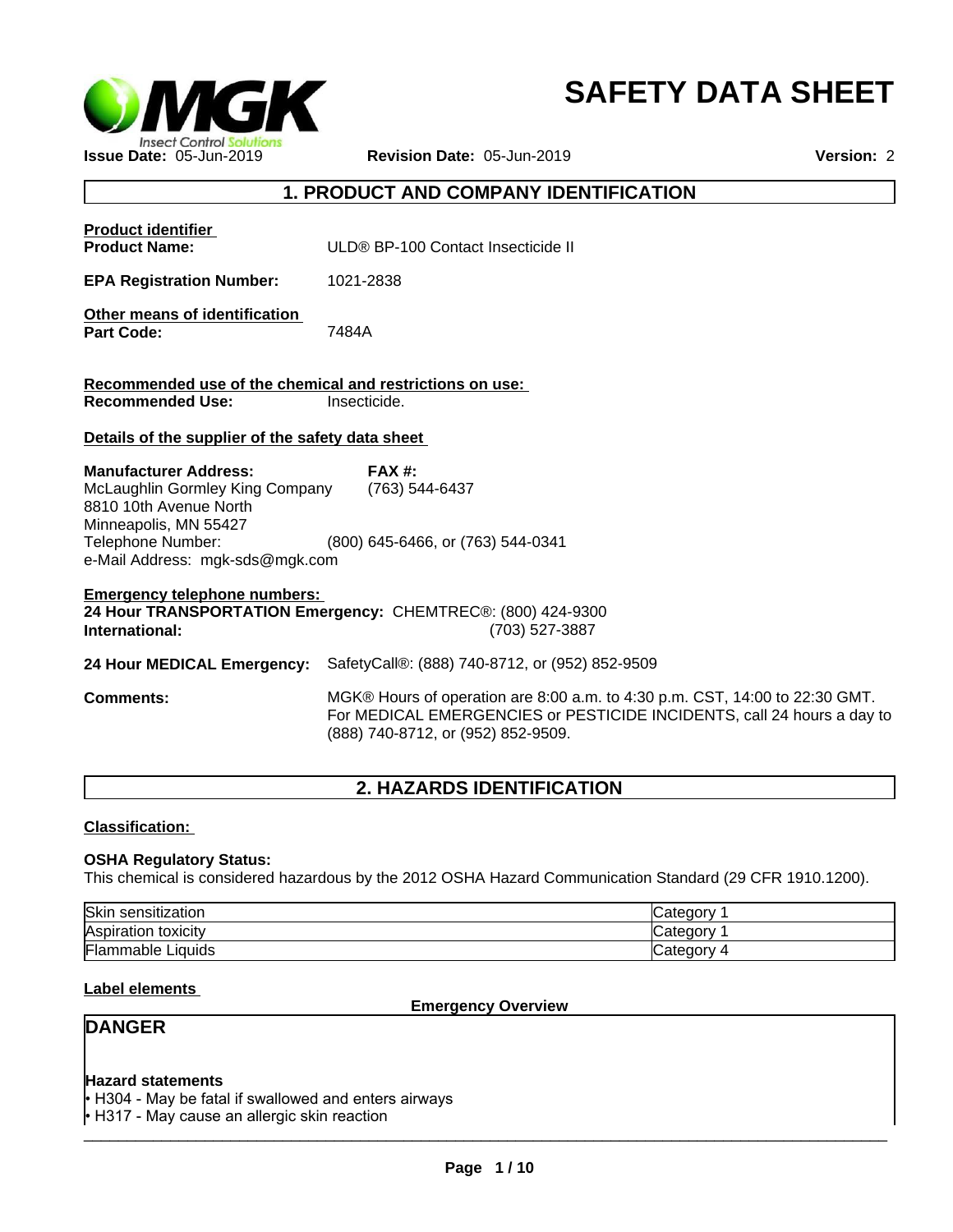# SAFETY DATA SHEET

**Issue Date:** 05-Jun-2019 **Revision Date:** 05-Jun-2019 **Version:** 2

## 1. PRODUCT AND COMPANY IDENTIFICATION

**Product identifier**

**Product Name:** ULD® BP-100 Contact Insecticide II

**EPA Registration Number:** 1021-2838

**Other means of identification**

**Part Code:** 7484A

**Recommended use of the chemical and restrictions on use:**

**Recommended Use:** Insecticide.

**Details of the supplier of the safety data sheet**

**Manufacturer Address:**
McLaughlin Gormley King Company
8810 10th Avenue North
Minneapolis, MN 55427

**FAX #:** (763) 544-6437

Telephone Number: (800) 645-6466, or (763) 544-0341

e-Mail Address: mgk-sds@mgk.com

**Emergency telephone numbers:**

**24 Hour TRANSPORTATION Emergency:** CHEMTREC®: (800) 424-9300

**International:** (703) 527-3887

**24 Hour MEDICAL Emergency:** SafetyCall®: (888) 740-8712, or (952) 852-9509

**Comments:** MGK® Hours of operation are 8:00 a.m. to 4:30 p.m. CST, 14:00 to 22:30 GMT. For MEDICAL EMERGENCIES or PESTICIDE INCIDENTS, call 24 hours a day to (888) 740-8712, or (952) 852-9509.

## 2. HAZARDS IDENTIFICATION

**Classification:**

**OSHA Regulatory Status:**

This chemical is considered hazardous by the 2012 OSHA Hazard Communication Standard (29 CFR 1910.1200).

| | |
|---|---|
| Skin sensitization | Category 1 |
| Aspiration toxicity | Category 1 |
| Flammable Liquids | Category 4 |

**Label elements**

**Emergency Overview**

**DANGER**

**Hazard statements**

- H304 - May be fatal if swallowed and enters airways
- H317 - May cause an allergic skin reaction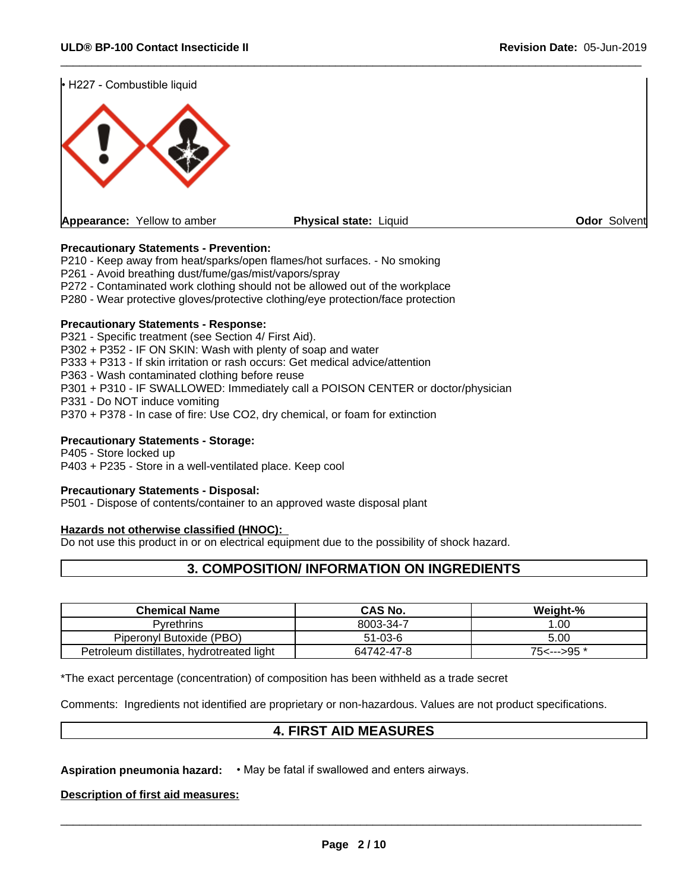• H227 - Combustible liquid

**Appearance:** Yellow to amber **Physical state:** Liquid **Odor** Solvent

**Precautionary Statements - Prevention:**
P210 - Keep away from heat/sparks/open flames/hot surfaces. - No smoking
P261 - Avoid breathing dust/fume/gas/mist/vapors/spray
P272 - Contaminated work clothing should not be allowed out of the workplace
P280 - Wear protective gloves/protective clothing/eye protection/face protection

**Precautionary Statements - Response:**
P321 - Specific treatment (see Section 4/ First Aid).
P302 + P352 - IF ON SKIN: Wash with plenty of soap and water
P333 + P313 - If skin irritation or rash occurs: Get medical advice/attention
P363 - Wash contaminated clothing before reuse
P301 + P310 - IF SWALLOWED: Immediately call a POISON CENTER or doctor/physician
P331 - Do NOT induce vomiting
P370 + P378 - In case of fire: Use CO2, dry chemical, or foam for extinction

**Precautionary Statements - Storage:**
P405 - Store locked up
P403 + P235 - Store in a well-ventilated place. Keep cool

**Precautionary Statements - Disposal:**
P501 - Dispose of contents/container to an approved waste disposal plant

**Hazards not otherwise classified (HNOC):**
Do not use this product in or on electrical equipment due to the possibility of shock hazard.

## 3. COMPOSITION/ INFORMATION ON INGREDIENTS

| Chemical Name | CAS No. | Weight-% |
|---|---|---|
| Pyrethrins | 8003-34-7 | 1.00 |
| Piperonyl Butoxide (PBO) | 51-03-6 | 5.00 |
| Petroleum distillates, hydrotreated light | 64742-47-8 | 75<--->95 * |

*The exact percentage (concentration) of composition has been withheld as a trade secret

Comments: Ingredients not identified are proprietary or non-hazardous. Values are not product specifications.

## 4. FIRST AID MEASURES

**Aspiration pneumonia hazard:** • May be fatal if swallowed and enters airways.

**Description of first aid measures:**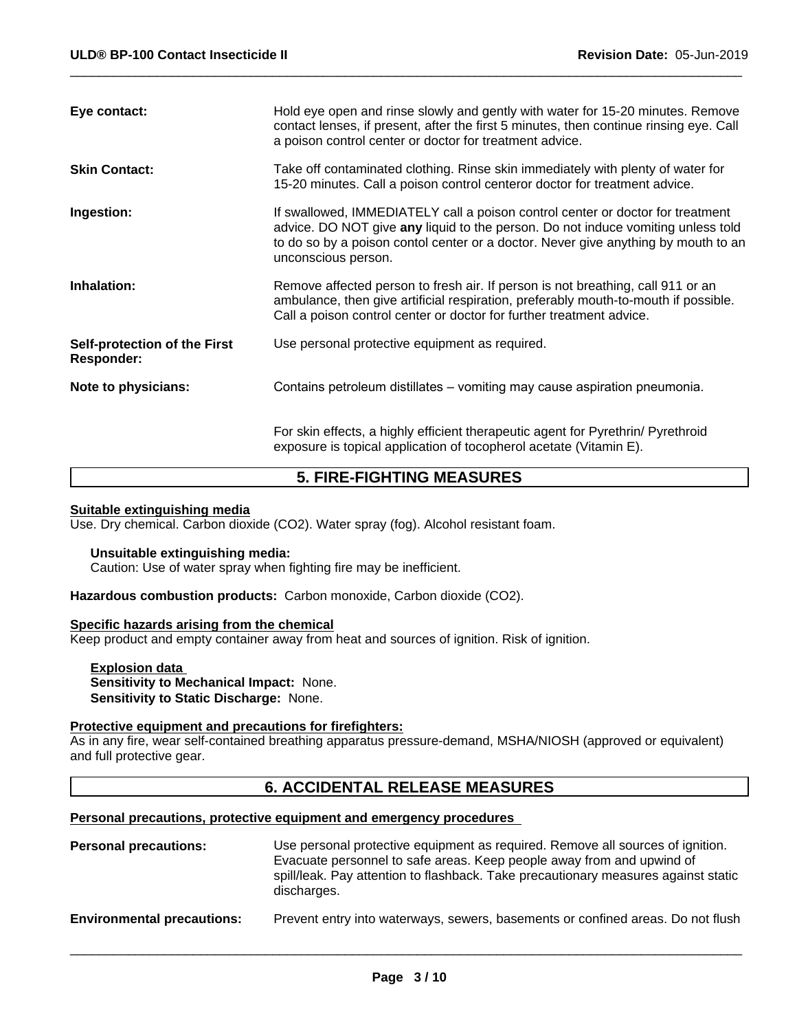**Eye contact:** Hold eye open and rinse slowly and gently with water for 15-20 minutes. Remove contact lenses, if present, after the first 5 minutes, then continue rinsing eye. Call a poison control center or doctor for treatment advice.

**Skin Contact:** Take off contaminated clothing. Rinse skin immediately with plenty of water for 15-20 minutes. Call a poison control centeror doctor for treatment advice.

**Ingestion:** If swallowed, IMMEDIATELY call a poison control center or doctor for treatment advice. DO NOT give **any** liquid to the person. Do not induce vomiting unless told to do so by a poison contol center or a doctor. Never give anything by mouth to an unconscious person.

**Inhalation:** Remove affected person to fresh air. If person is not breathing, call 911 or an ambulance, then give artificial respiration, preferably mouth-to-mouth if possible. Call a poison control center or doctor for further treatment advice.

**Self-protection of the First Responder:** Use personal protective equipment as required.

**Note to physicians:** Contains petroleum distillates – vomiting may cause aspiration pneumonia.

For skin effects, a highly efficient therapeutic agent for Pyrethrin/ Pyrethroid exposure is topical application of tocopherol acetate (Vitamin E).

## 5. FIRE-FIGHTING MEASURES

**Suitable extinguishing media**

Use. Dry chemical. Carbon dioxide ($CO_2$). Water spray (fog). Alcohol resistant foam.

**Unsuitable extinguishing media:**
Caution: Use of water spray when fighting fire may be inefficient.

**Hazardous combustion products:** Carbon monoxide, Carbon dioxide ($CO_2$).

**Specific hazards arising from the chemical**

Keep product and empty container away from heat and sources of ignition. Risk of ignition.

**Explosion data**
**Sensitivity to Mechanical Impact:** None.
**Sensitivity to Static Discharge:** None.

**Protective equipment and precautions for firefighters:**

As in any fire, wear self-contained breathing apparatus pressure-demand, MSHA/NIOSH (approved or equivalent) and full protective gear.

## 6. ACCIDENTAL RELEASE MEASURES

**Personal precautions, protective equipment and emergency procedures**

**Personal precautions:** Use personal protective equipment as required. Remove all sources of ignition. Evacuate personnel to safe areas. Keep people away from and upwind of spill/leak. Pay attention to flashback. Take precautionary measures against static discharges.

**Environmental precautions:** Prevent entry into waterways, sewers, basements or confined areas. Do not flush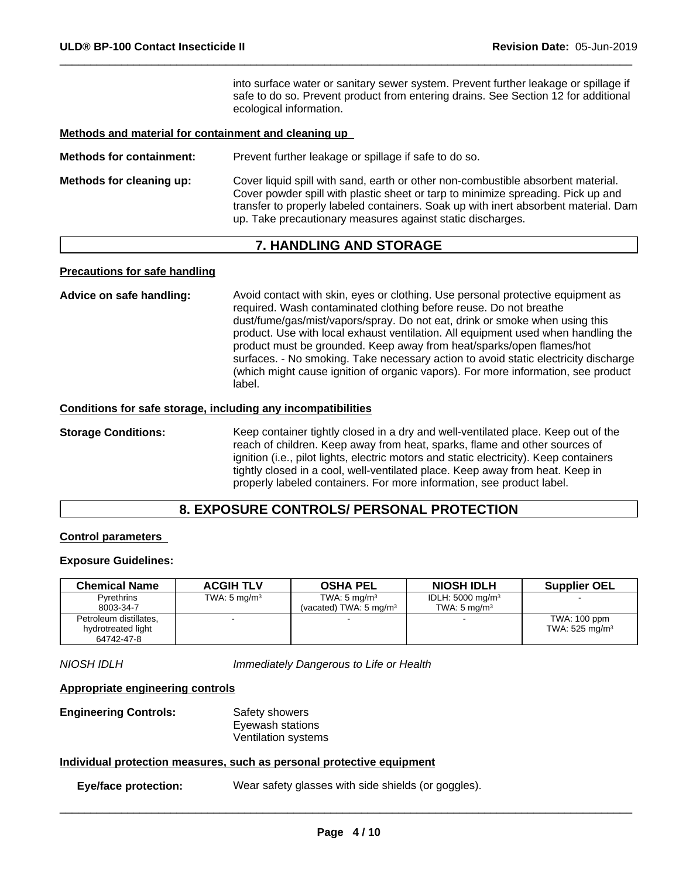into surface water or sanitary sewer system. Prevent further leakage or spillage if safe to do so. Prevent product from entering drains. See Section 12 for additional ecological information.

**Methods and material for containment and cleaning up**

**Methods for containment:** Prevent further leakage or spillage if safe to do so.

**Methods for cleaning up:** Cover liquid spill with sand, earth or other non-combustible absorbent material. Cover powder spill with plastic sheet or tarp to minimize spreading. Pick up and transfer to properly labeled containers. Soak up with inert absorbent material. Dam up. Take precautionary measures against static discharges.

## 7. HANDLING AND STORAGE

**Precautions for safe handling**

**Advice on safe handling:** Avoid contact with skin, eyes or clothing. Use personal protective equipment as required. Wash contaminated clothing before reuse. Do not breathe dust/fume/gas/mist/vapors/spray. Do not eat, drink or smoke when using this product. Use with local exhaust ventilation. All equipment used when handling the product must be grounded. Keep away from heat/sparks/open flames/hot surfaces. - No smoking. Take necessary action to avoid static electricity discharge (which might cause ignition of organic vapors). For more information, see product label.

**Conditions for safe storage, including any incompatibilities**

**Storage Conditions:** Keep container tightly closed in a dry and well-ventilated place. Keep out of the reach of children. Keep away from heat, sparks, flame and other sources of ignition (i.e., pilot lights, electric motors and static electricity). Keep containers tightly closed in a cool, well-ventilated place. Keep away from heat. Keep in properly labeled containers. For more information, see product label.

## 8. EXPOSURE CONTROLS/ PERSONAL PROTECTION

**Control parameters**

**Exposure Guidelines:**

| Chemical Name | ACGIH TLV | OSHA PEL | NIOSH IDLH | Supplier OEL |
|---|---|---|---|---|
| Pyrethrins<br>8003-34-7 | TWA: 5 mg/m$^3$ | TWA: 5 mg/m$^3$<br>(vacated) TWA: 5 mg/m$^3$ | IDLH: 5000 mg/m$^3$<br>TWA: 5 mg/m$^3$ | - |
| Petroleum distillates, hydrotreated light<br>64742-47-8 | - | - | - | TWA: 100 ppm<br>TWA: 525 mg/m$^3$ |

*NIOSH IDLH* *Immediately Dangerous to Life or Health*

**Appropriate engineering controls**

**Engineering Controls:** Safety showers
Eyewash stations
Ventilation systems

**Individual protection measures, such as personal protective equipment**

**Eye/face protection:** Wear safety glasses with side shields (or goggles).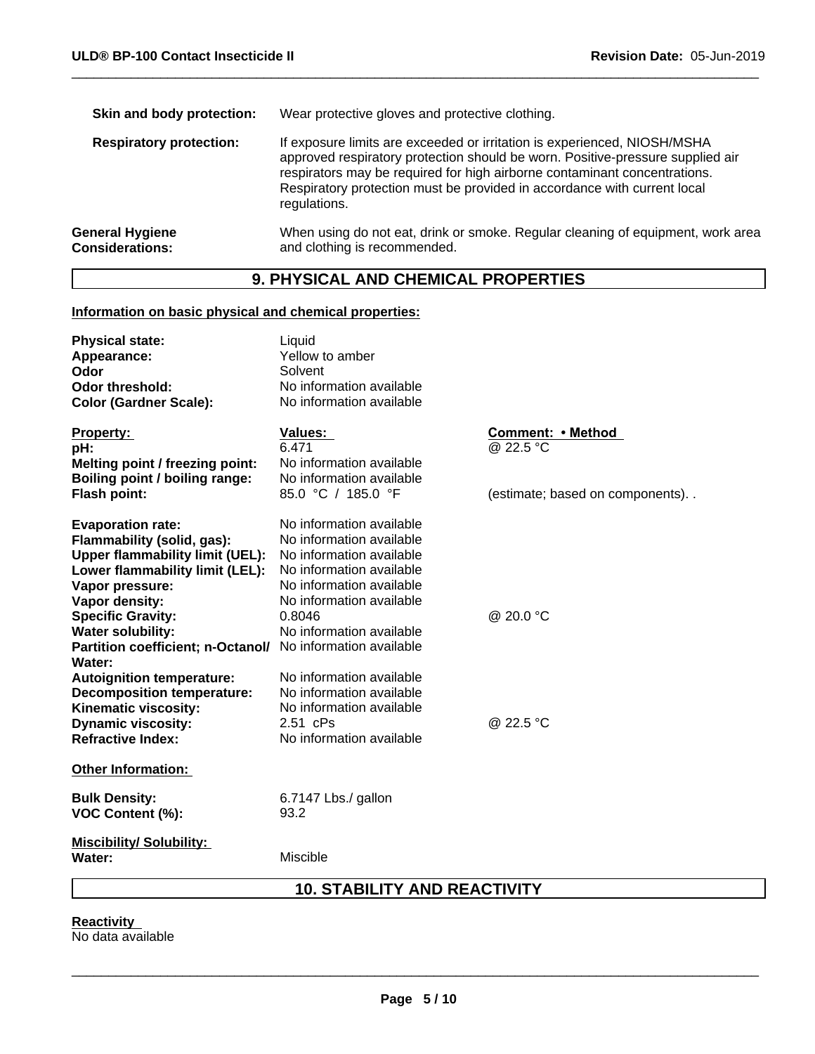**Skin and body protection:** Wear protective gloves and protective clothing.

**Respiratory protection:** If exposure limits are exceeded or irritation is experienced, NIOSH/MSHA approved respiratory protection should be worn. Positive-pressure supplied air respirators may be required for high airborne contaminant concentrations. Respiratory protection must be provided in accordance with current local regulations.

**General Hygiene Considerations:** When using do not eat, drink or smoke. Regular cleaning of equipment, work area and clothing is recommended.

## 9. PHYSICAL AND CHEMICAL PROPERTIES

**Information on basic physical and chemical properties:**

| | |
|---|---|
| **Physical state:** | Liquid |
| **Appearance:** | Yellow to amber |
| **Odor** | Solvent |
| **Odor threshold:** | No information available |
| **Color (Gardner Scale):** | No information available |

| Property: | Values: | Comment: • Method |
|---|---|---|
| **pH:** | 6.471 | @ 22.5 °C |
| **Melting point / freezing point:** | No information available | |
| **Boiling point / boiling range:** | No information available | |
| **Flash point:** | 85.0 °C / 185.0 °F | (estimate; based on components). . |
| **Evaporation rate:** | No information available | |
| **Flammability (solid, gas):** | No information available | |
| **Upper flammability limit (UEL):** | No information available | |
| **Lower flammability limit (LEL):** | No information available | |
| **Vapor pressure:** | No information available | |
| **Vapor density:** | No information available | |
| **Specific Gravity:** | 0.8046 | @ 20.0 °C |
| **Water solubility:** | No information available | |
| **Partition coefficient; n-Octanol/ Water:** | No information available | |
| **Autoignition temperature:** | No information available | |
| **Decomposition temperature:** | No information available | |
| **Kinematic viscosity:** | No information available | |
| **Dynamic viscosity:** | 2.51 cPs | @ 22.5 °C |
| **Refractive Index:** | No information available | |

**Other Information:**

| | |
|---|---|
| **Bulk Density:** | 6.7147 Lbs./ gallon |
| **VOC Content (%):** | 93.2 |

**Miscibility/ Solubility:**

**Water:** Miscible

## 10. STABILITY AND REACTIVITY

**Reactivity**

No data available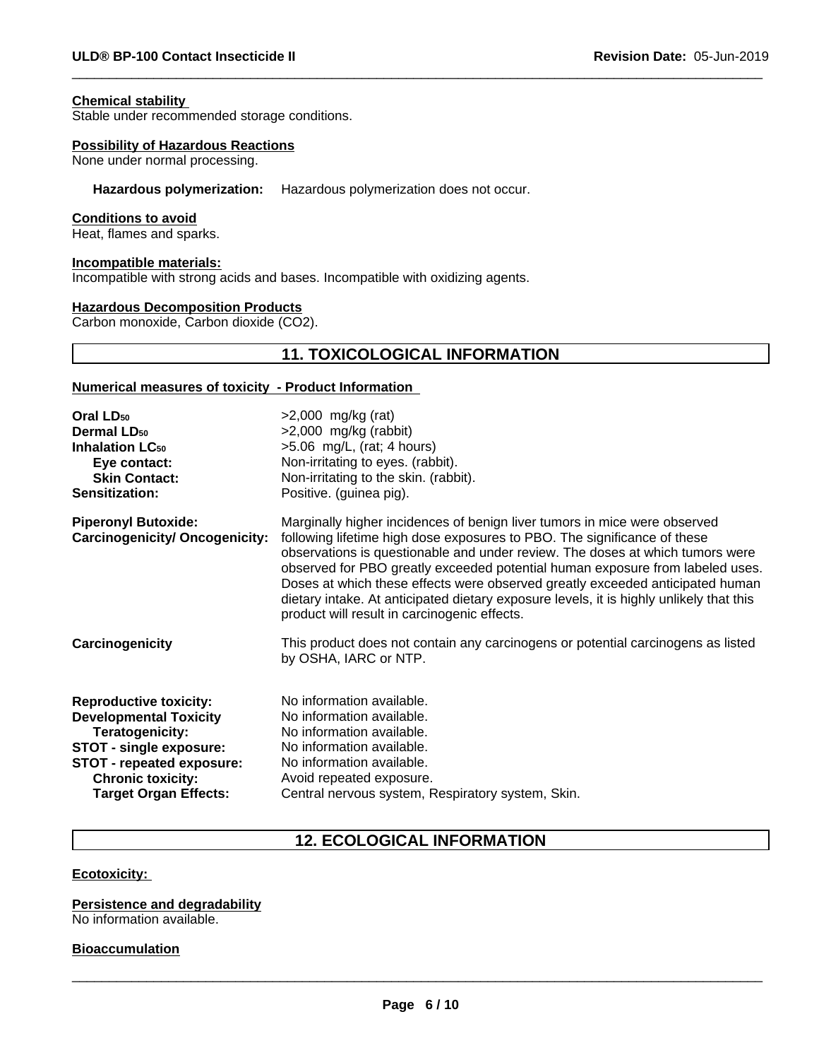**Chemical stability**
Stable under recommended storage conditions.

**Possibility of Hazardous Reactions**
None under normal processing.

**Hazardous polymerization:** Hazardous polymerization does not occur.

**Conditions to avoid**
Heat, flames and sparks.

**Incompatible materials:**
Incompatible with strong acids and bases. Incompatible with oxidizing agents.

**Hazardous Decomposition Products**
Carbon monoxide, Carbon dioxide ($CO_2$).

## 11. TOXICOLOGICAL INFORMATION

**Numerical measures of toxicity - Product Information**

| | |
|---|---|
| **Oral $LD_{50}$** | >2,000 mg/kg (rat) |
| **Dermal $LD_{50}$** | >2,000 mg/kg (rabbit) |
| **Inhalation $LC_{50}$** | >5.06 mg/L, (rat; 4 hours) |
| **Eye contact:** | Non-irritating to eyes. (rabbit). |
| **Skin Contact:** | Non-irritating to the skin. (rabbit). |
| **Sensitization:** | Positive. (guinea pig). |
| **Piperonyl Butoxide: Carcinogenicity/ Oncogenicity:** | Marginally higher incidences of benign liver tumors in mice were observed following lifetime high dose exposures to PBO. The significance of these observations is questionable and under review. The doses at which tumors were observed for PBO greatly exceeded potential human exposure from labeled uses. Doses at which these effects were observed greatly exceeded anticipated human dietary intake. At anticipated dietary exposure levels, it is highly unlikely that this product will result in carcinogenic effects. |
| **Carcinogenicity** | This product does not contain any carcinogens or potential carcinogens as listed by OSHA, IARC or NTP. |
| **Reproductive toxicity:** | No information available. |
| **Developmental Toxicity** | No information available. |
| **Teratogenicity:** | No information available. |
| **STOT - single exposure:** | No information available. |
| **STOT - repeated exposure:** | No information available. |
| **Chronic toxicity:** | Avoid repeated exposure. |
| **Target Organ Effects:** | Central nervous system, Respiratory system, Skin. |

## 12. ECOLOGICAL INFORMATION

**Ecotoxicity:**

**Persistence and degradability**
No information available.

**Bioaccumulation**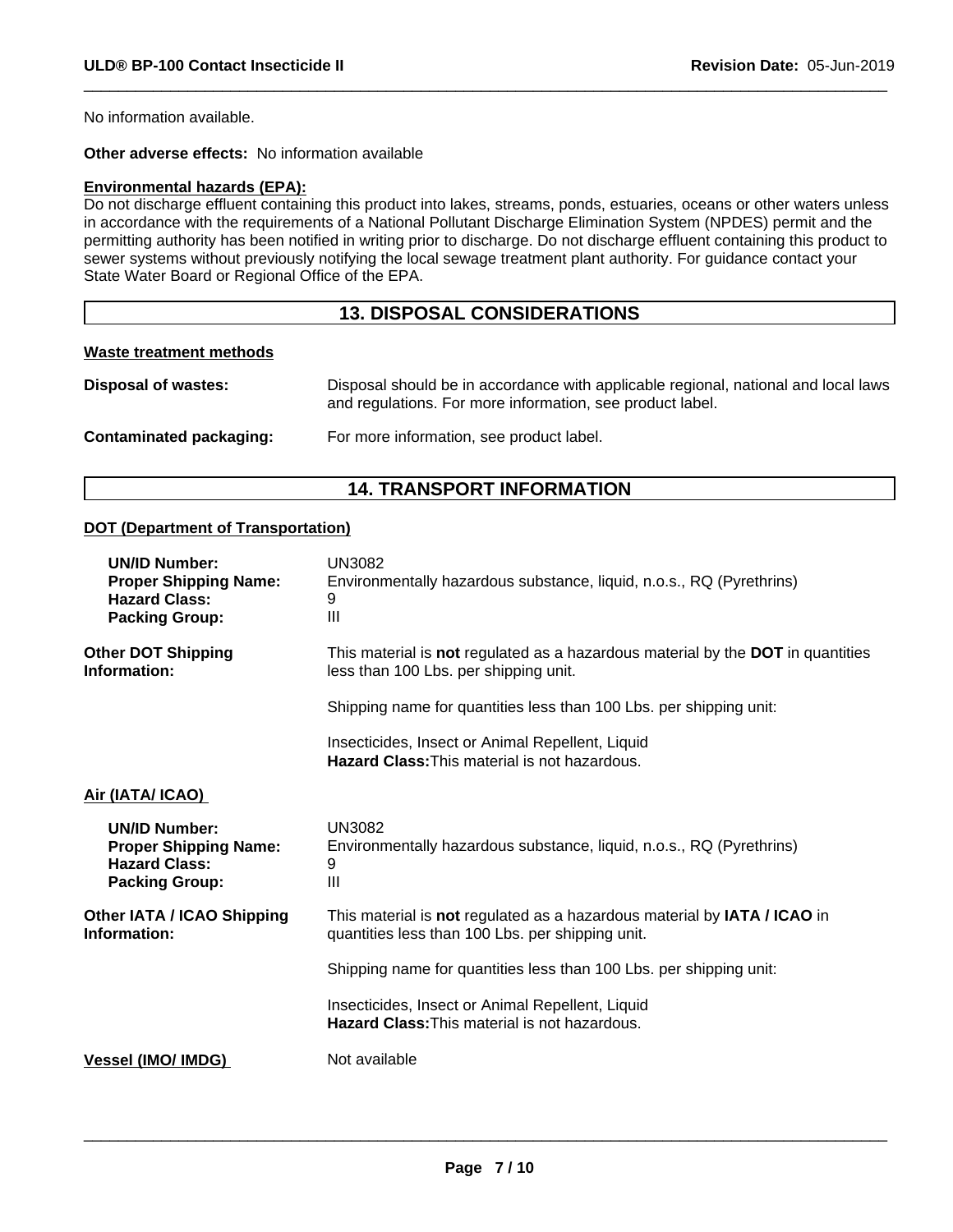No information available.

**Other adverse effects:** No information available

**Environmental hazards (EPA):**

Do not discharge effluent containing this product into lakes, streams, ponds, estuaries, oceans or other waters unless in accordance with the requirements of a National Pollutant Discharge Elimination System (NPDES) permit and the permitting authority has been notified in writing prior to discharge. Do not discharge effluent containing this product to sewer systems without previously notifying the local sewage treatment plant authority. For guidance contact your State Water Board or Regional Office of the EPA.

## 13. DISPOSAL CONSIDERATIONS

**Waste treatment methods**

**Disposal of wastes:** Disposal should be in accordance with applicable regional, national and local laws and regulations. For more information, see product label.

**Contaminated packaging:** For more information, see product label.

## 14. TRANSPORT INFORMATION

**DOT (Department of Transportation)**

**UN/ID Number:** UN3082
**Proper Shipping Name:** Environmentally hazardous substance, liquid, n.o.s., RQ (Pyrethrins)
**Hazard Class:** 9
**Packing Group:** III

**Other DOT Shipping Information:** This material is **not** regulated as a hazardous material by the **DOT** in quantities less than 100 Lbs. per shipping unit.

Shipping name for quantities less than 100 Lbs. per shipping unit:

Insecticides, Insect or Animal Repellent, Liquid
**Hazard Class:** This material is not hazardous.

**Air (IATA/ ICAO)**

**UN/ID Number:** UN3082
**Proper Shipping Name:** Environmentally hazardous substance, liquid, n.o.s., RQ (Pyrethrins)
**Hazard Class:** 9
**Packing Group:** III

**Other IATA / ICAO Shipping Information:** This material is **not** regulated as a hazardous material by **IATA / ICAO** in quantities less than 100 Lbs. per shipping unit.

Shipping name for quantities less than 100 Lbs. per shipping unit:

Insecticides, Insect or Animal Repellent, Liquid
**Hazard Class:** This material is not hazardous.

**Vessel (IMO/ IMDG)** Not available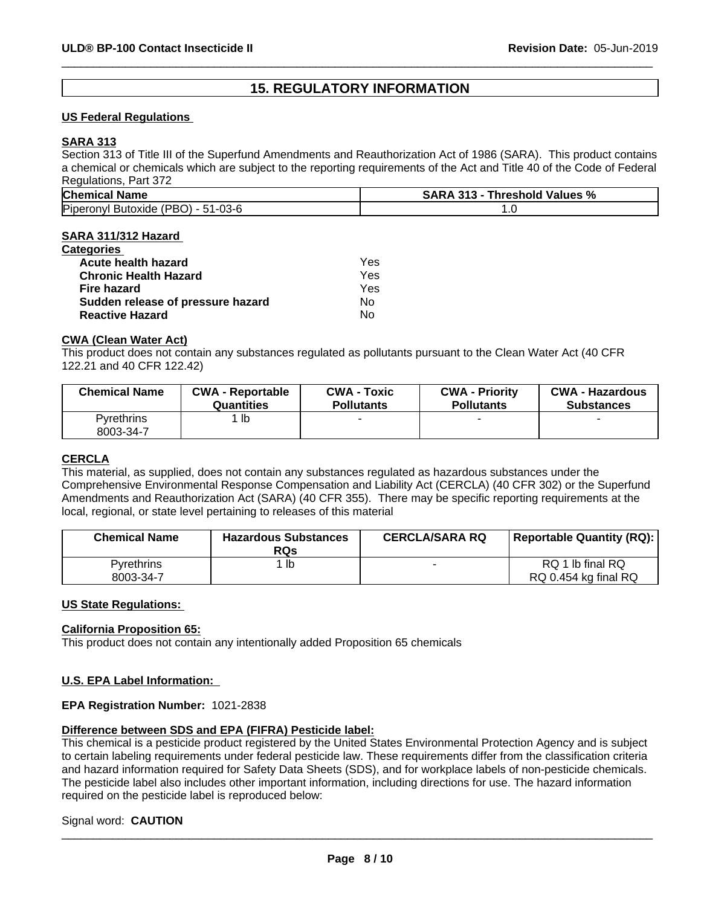## 15. REGULATORY INFORMATION

**US Federal Regulations**

**SARA 313**

Section 313 of Title III of the Superfund Amendments and Reauthorization Act of 1986 (SARA). This product contains a chemical or chemicals which are subject to the reporting requirements of the Act and Title 40 of the Code of Federal Regulations, Part 372

| Chemical Name | SARA 313 - Threshold Values % |
|---|---|
| Piperonyl Butoxide (PBO) - 51-03-6 | 1.0 |

**SARA 311/312 Hazard Categories**

| | |
|---|---|
| **Acute health hazard** | Yes |
| **Chronic Health Hazard** | Yes |
| **Fire hazard** | Yes |
| **Sudden release of pressure hazard** | No |
| **Reactive Hazard** | No |

**CWA (Clean Water Act)**

This product does not contain any substances regulated as pollutants pursuant to the Clean Water Act (40 CFR 122.21 and 40 CFR 122.42)

| Chemical Name | CWA - Reportable Quantities | CWA - Toxic Pollutants | CWA - Priority Pollutants | CWA - Hazardous Substances |
|---|---|---|---|---|
| Pyrethrins 8003-34-7 | 1 lb | - | - | - |

**CERCLA**

This material, as supplied, does not contain any substances regulated as hazardous substances under the Comprehensive Environmental Response Compensation and Liability Act (CERCLA) (40 CFR 302) or the Superfund Amendments and Reauthorization Act (SARA) (40 CFR 355). There may be specific reporting requirements at the local, regional, or state level pertaining to releases of this material

| Chemical Name | Hazardous Substances RQs | CERCLA/SARA RQ | Reportable Quantity (RQ): |
|---|---|---|---|
| Pyrethrins 8003-34-7 | 1 lb | - | RQ 1 lb final RQ<br>RQ 0.454 kg final RQ |

**US State Regulations:**

**California Proposition 65:**

This product does not contain any intentionally added Proposition 65 chemicals

**U.S. EPA Label Information:**

**EPA Registration Number:** 1021-2838

**Difference between SDS and EPA (FIFRA) Pesticide label:**

This chemical is a pesticide product registered by the United States Environmental Protection Agency and is subject to certain labeling requirements under federal pesticide law. These requirements differ from the classification criteria and hazard information required for Safety Data Sheets (SDS), and for workplace labels of non-pesticide chemicals. The pesticide label also includes other important information, including directions for use. The hazard information required on the pesticide label is reproduced below:

Signal word: **CAUTION**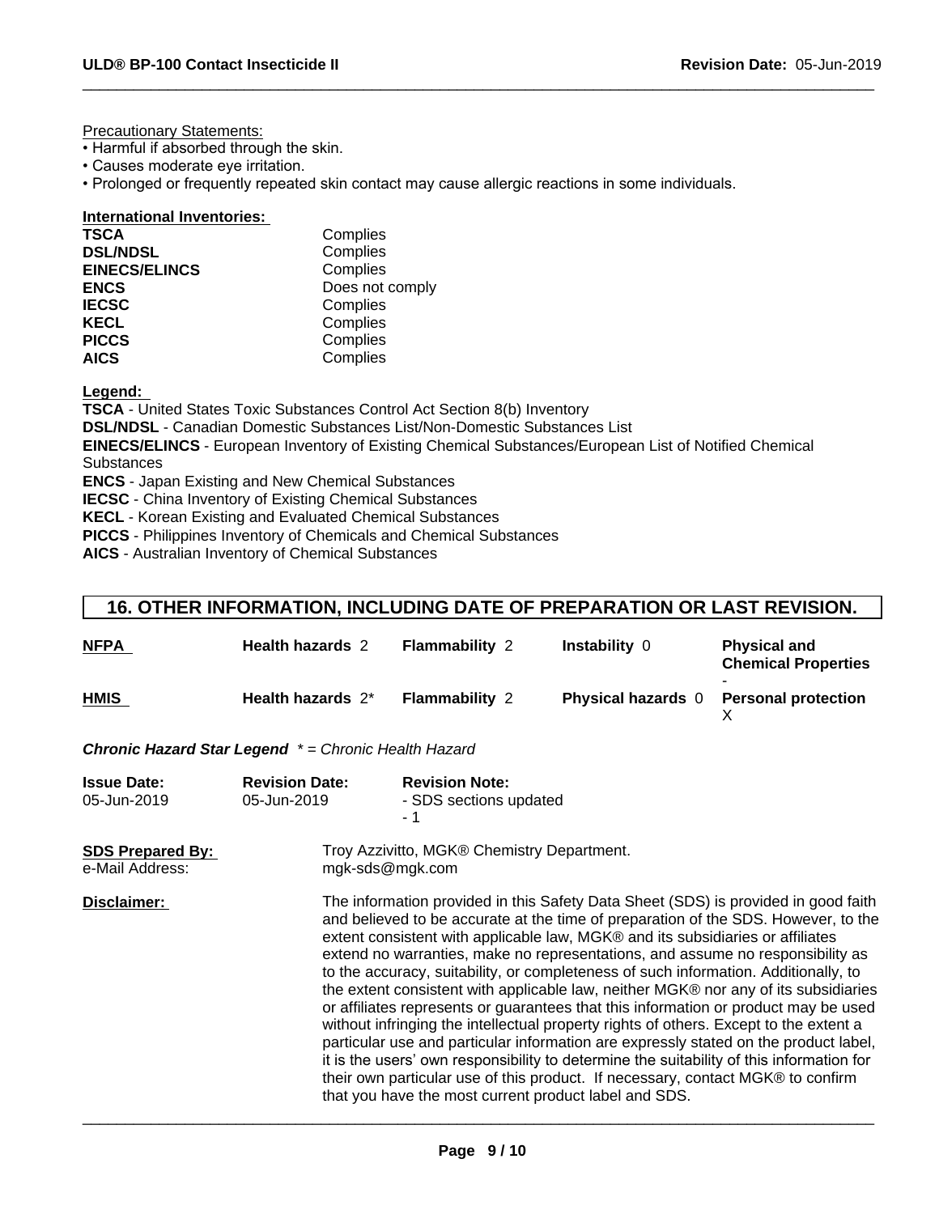Precautionary Statements:

- Harmful if absorbed through the skin.
- Causes moderate eye irritation.
- Prolonged or frequently repeated skin contact may cause allergic reactions in some individuals.

**International Inventories:**

| | |
|---|---|
| **TSCA** | Complies |
| **DSL/NDSL** | Complies |
| **EINECS/ELINCS** | Complies |
| **ENCS** | Does not comply |
| **IECSC** | Complies |
| **KECL** | Complies |
| **PICCS** | Complies |
| **AICS** | Complies |

**Legend:**

**TSCA** - United States Toxic Substances Control Act Section 8(b) Inventory
**DSL/NDSL** - Canadian Domestic Substances List/Non-Domestic Substances List
**EINECS/ELINCS** - European Inventory of Existing Chemical Substances/European List of Notified Chemical Substances
**ENCS** - Japan Existing and New Chemical Substances
**IECSC** - China Inventory of Existing Chemical Substances
**KECL** - Korean Existing and Evaluated Chemical Substances
**PICCS** - Philippines Inventory of Chemicals and Chemical Substances
**AICS** - Australian Inventory of Chemical Substances

## 16. OTHER INFORMATION, INCLUDING DATE OF PREPARATION OR LAST REVISION.

| | | | | |
|---|---|---|---|---|
| **NFPA** | **Health hazards** 2 | **Flammability** 2 | **Instability** 0 | **Physical and Chemical Properties** - |
| **HMIS** | **Health hazards** 2* | **Flammability** 2 | **Physical hazards** 0 | **Personal protection** X |

***Chronic Hazard Star Legend*** *\* = Chronic Health Hazard*

| **Issue Date:** | **Revision Date:** | **Revision Note:** |
|---|---|---|
| 05-Jun-2019 | 05-Jun-2019 | - SDS sections updated<br>- 1 |

**SDS Prepared By:** Troy Azzivitto, MGK® Chemistry Department.
e-Mail Address: mgk-sds@mgk.com

**Disclaimer:** The information provided in this Safety Data Sheet (SDS) is provided in good faith and believed to be accurate at the time of preparation of the SDS. However, to the extent consistent with applicable law, MGK® and its subsidiaries or affiliates extend no warranties, make no representations, and assume no responsibility as to the accuracy, suitability, or completeness of such information. Additionally, to the extent consistent with applicable law, neither MGK® nor any of its subsidiaries or affiliates represents or guarantees that this information or product may be used without infringing the intellectual property rights of others. Except to the extent a particular use and particular information are expressly stated on the product label, it is the users' own responsibility to determine the suitability of this information for their own particular use of this product. If necessary, contact MGK® to confirm that you have the most current product label and SDS.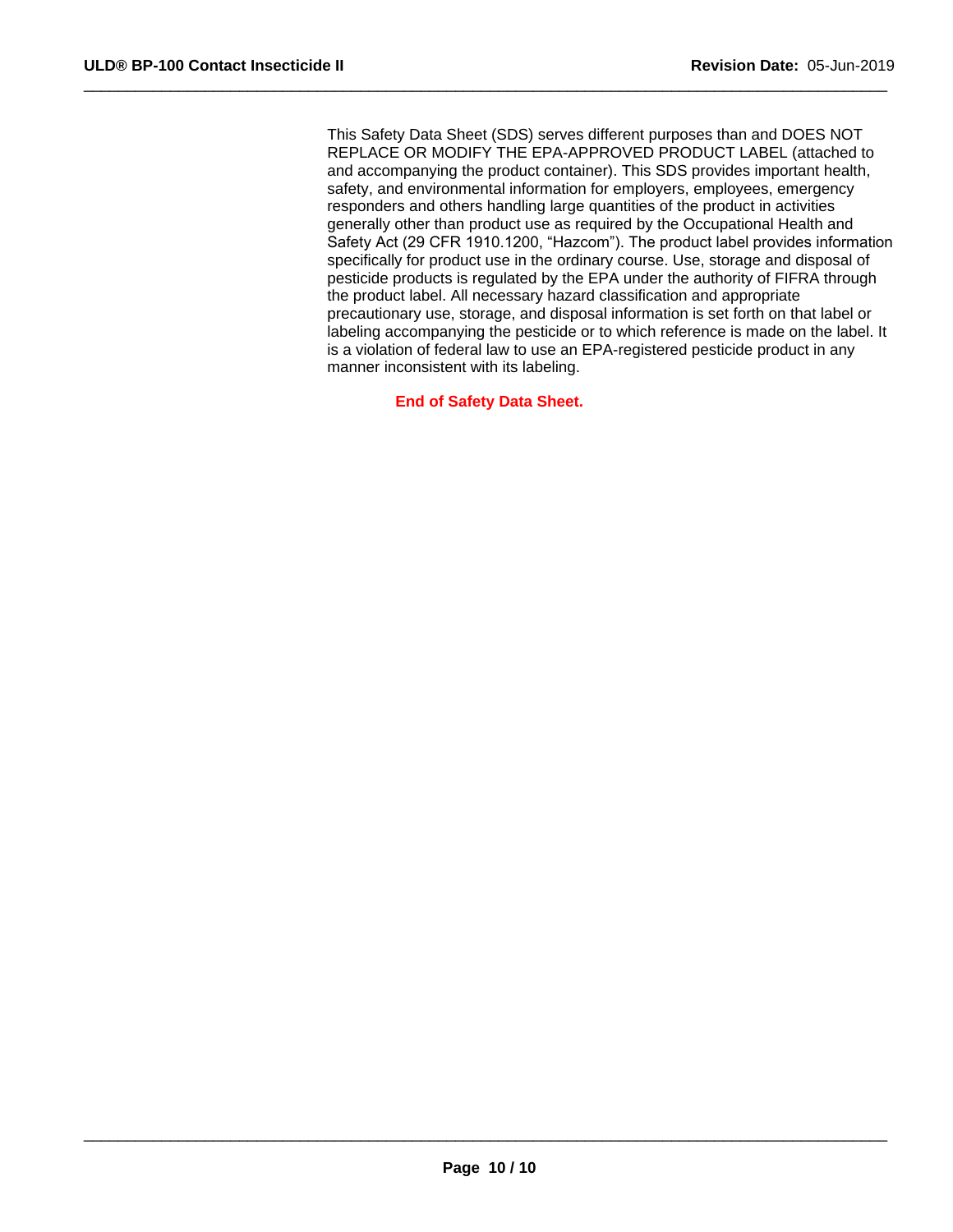This Safety Data Sheet (SDS) serves different purposes than and DOES NOT REPLACE OR MODIFY THE EPA-APPROVED PRODUCT LABEL (attached to and accompanying the product container). This SDS provides important health, safety, and environmental information for employers, employees, emergency responders and others handling large quantities of the product in activities generally other than product use as required by the Occupational Health and Safety Act (29 CFR 1910.1200, "Hazcom"). The product label provides information specifically for product use in the ordinary course. Use, storage and disposal of pesticide products is regulated by the EPA under the authority of FIFRA through the product label. All necessary hazard classification and appropriate precautionary use, storage, and disposal information is set forth on that label or labeling accompanying the pesticide or to which reference is made on the label. It is a violation of federal law to use an EPA-registered pesticide product in any manner inconsistent with its labeling.

**End of Safety Data Sheet.**